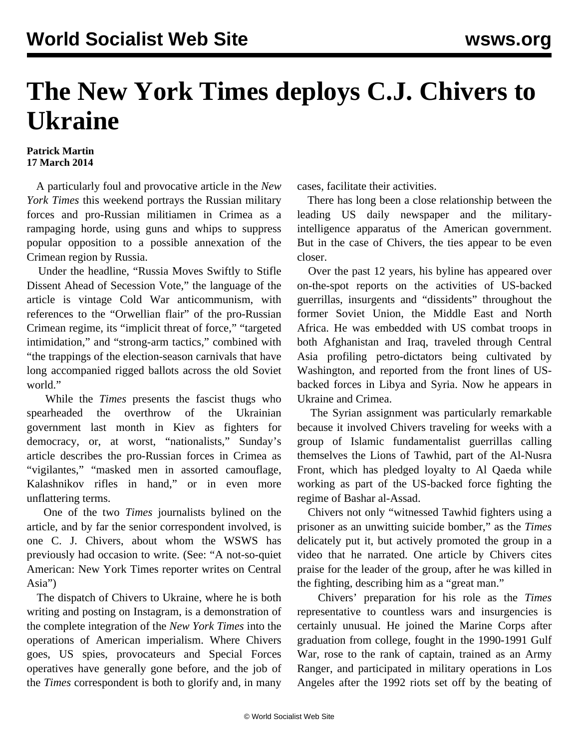# The New York Times deploys C.J. Chivers to Ukraine

**Patrick Martin**
**17 March 2014**

A particularly foul and provocative article in the *New York Times* this weekend portrays the Russian military forces and pro-Russian militiamen in Crimea as a rampaging horde, using guns and whips to suppress popular opposition to a possible annexation of the Crimean region by Russia.

Under the headline, "Russia Moves Swiftly to Stifle Dissent Ahead of Secession Vote," the language of the article is vintage Cold War anticommunism, with references to the "Orwellian flair" of the pro-Russian Crimean regime, its "implicit threat of force," "targeted intimidation," and "strong-arm tactics," combined with "the trappings of the election-season carnivals that have long accompanied rigged ballots across the old Soviet world."

While the *Times* presents the fascist thugs who spearheaded the overthrow of the Ukrainian government last month in Kiev as fighters for democracy, or, at worst, "nationalists," Sunday's article describes the pro-Russian forces in Crimea as "vigilantes," "masked men in assorted camouflage, Kalashnikov rifles in hand," or in even more unflattering terms.

One of the two *Times* journalists bylined on the article, and by far the senior correspondent involved, is one C. J. Chivers, about whom the WSWS has previously had occasion to write. (See: "A not-so-quiet American: New York Times reporter writes on Central Asia")

The dispatch of Chivers to Ukraine, where he is both writing and posting on Instagram, is a demonstration of the complete integration of the *New York Times* into the operations of American imperialism. Where Chivers goes, US spies, provocateurs and Special Forces operatives have generally gone before, and the job of the *Times* correspondent is both to glorify and, in many cases, facilitate their activities.

There has long been a close relationship between the leading US daily newspaper and the military-intelligence apparatus of the American government. But in the case of Chivers, the ties appear to be even closer.

Over the past 12 years, his byline has appeared over on-the-spot reports on the activities of US-backed guerrillas, insurgents and "dissidents" throughout the former Soviet Union, the Middle East and North Africa. He was embedded with US combat troops in both Afghanistan and Iraq, traveled through Central Asia profiling petro-dictators being cultivated by Washington, and reported from the front lines of US-backed forces in Libya and Syria. Now he appears in Ukraine and Crimea.

The Syrian assignment was particularly remarkable because it involved Chivers traveling for weeks with a group of Islamic fundamentalist guerrillas calling themselves the Lions of Tawhid, part of the Al-Nusra Front, which has pledged loyalty to Al Qaeda while working as part of the US-backed force fighting the regime of Bashar al-Assad.

Chivers not only "witnessed Tawhid fighters using a prisoner as an unwitting suicide bomber," as the *Times* delicately put it, but actively promoted the group in a video that he narrated. One article by Chivers cites praise for the leader of the group, after he was killed in the fighting, describing him as a "great man."

Chivers' preparation for his role as the *Times* representative to countless wars and insurgencies is certainly unusual. He joined the Marine Corps after graduation from college, fought in the 1990-1991 Gulf War, rose to the rank of captain, trained as an Army Ranger, and participated in military operations in Los Angeles after the 1992 riots set off by the beating of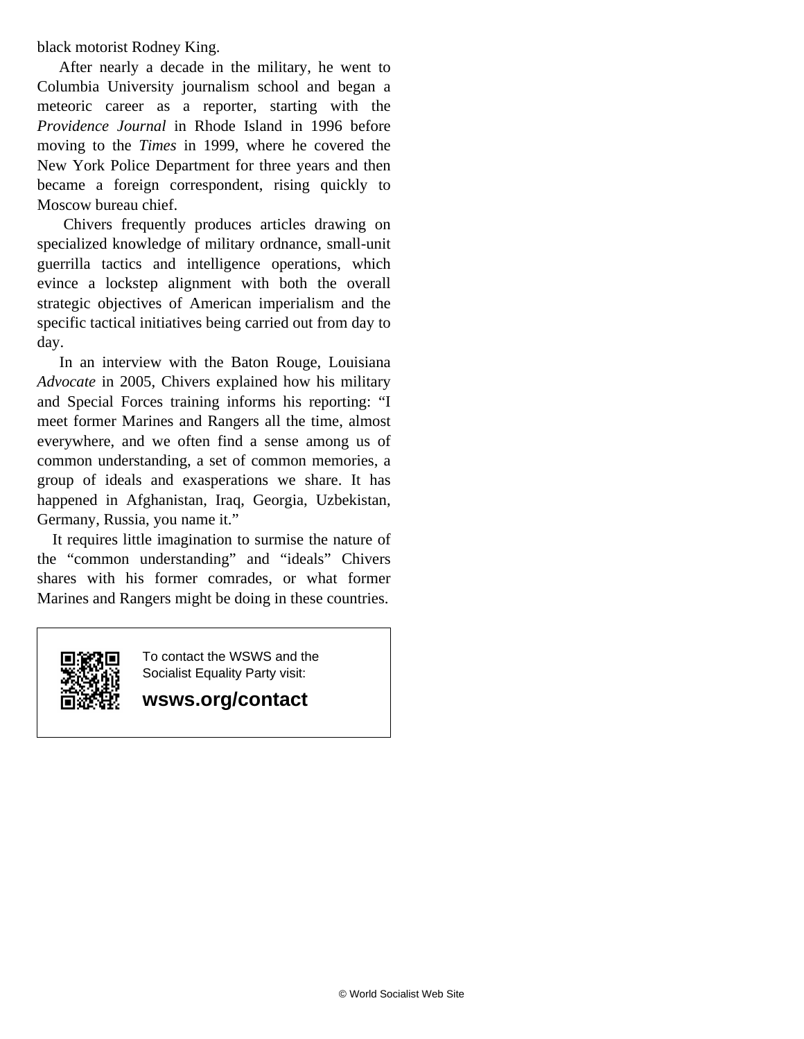black motorist Rodney King.

After nearly a decade in the military, he went to Columbia University journalism school and began a meteoric career as a reporter, starting with the *Providence Journal* in Rhode Island in 1996 before moving to the *Times* in 1999, where he covered the New York Police Department for three years and then became a foreign correspondent, rising quickly to Moscow bureau chief.

Chivers frequently produces articles drawing on specialized knowledge of military ordnance, small-unit guerrilla tactics and intelligence operations, which evince a lockstep alignment with both the overall strategic objectives of American imperialism and the specific tactical initiatives being carried out from day to day.

In an interview with the Baton Rouge, Louisiana *Advocate* in 2005, Chivers explained how his military and Special Forces training informs his reporting: "I meet former Marines and Rangers all the time, almost everywhere, and we often find a sense among us of common understanding, a set of common memories, a group of ideals and exasperations we share. It has happened in Afghanistan, Iraq, Georgia, Uzbekistan, Germany, Russia, you name it."

It requires little imagination to surmise the nature of the "common understanding" and "ideals" Chivers shares with his former comrades, or what former Marines and Rangers might be doing in these countries.

To contact the WSWS and the Socialist Equality Party visit:

**wsws.org/contact**